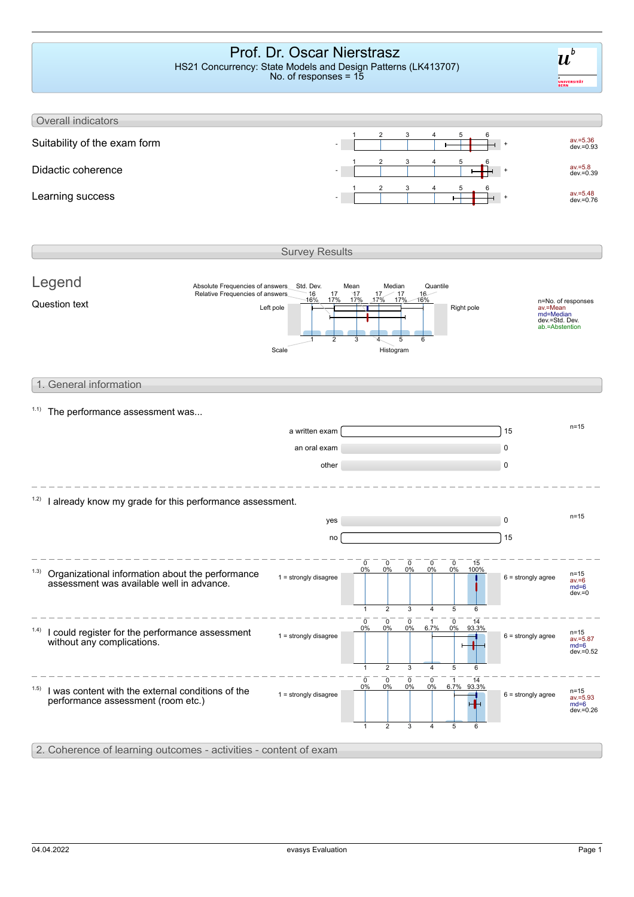# Prof. Dr. Oscar Nierstrasz

HS21 Concurrency: State Models and Design Patterns (LK413707)
No. of responses = 15

## Overall indicators

| Indicator | Scale | av. | dev. |
|---|---|---|---|
| Suitability of the exam form | - 1 2 3 4 5 6 + | av.=5.36 | dev.=0.93 |
| Didactic coherence | - 1 2 3 4 5 6 + | av.=5.8 | dev.=0.39 |
| Learning success | - 1 2 3 4 5 6 + | av.=5.48 | dev.=0.76 |

## Survey Results

### Legend

Question text

Absolute Frequencies of answers, Relative Frequencies of answers, Std. Dev., Mean, Median, Quantile, Left pole, Right pole, Scale, Histogram

n=No. of responses
av.=Mean
md=Median
dev.=Std. Dev.
ab.=Abstention

## 1. General information

1.1) The performance assessment was...

| Option | Count |
|---|---|
| a written exam | 15 |
| an oral exam | 0 |
| other | 0 |

n=15

1.2) I already know my grade for this performance assessment.

| Option | Count |
|---|---|
| yes | 0 |
| no | 15 |

n=15

1.3) Organizational information about the performance assessment was available well in advance.

1 = strongly disagree … 6 = strongly agree

| 1 | 2 | 3 | 4 | 5 | 6 |
|---|---|---|---|---|---|
| 0 (0%) | 0 (0%) | 0 (0%) | 0 (0%) | 0 (0%) | 15 (100%) |

n=15, av.=6, md=6, dev.=0

1.4) I could register for the performance assessment without any complications.

1 = strongly disagree … 6 = strongly agree

| 1 | 2 | 3 | 4 | 5 | 6 |
|---|---|---|---|---|---|
| 0 (0%) | 0 (0%) | 0 (0%) | 1 (6.7%) | 0 (0%) | 14 (93.3%) |

n=15, av.=5.87, md=6, dev.=0.52

1.5) I was content with the external conditions of the performance assessment (room etc.)

1 = strongly disagree … 6 = strongly agree

| 1 | 2 | 3 | 4 | 5 | 6 |
|---|---|---|---|---|---|
| 0 (0%) | 0 (0%) | 0 (0%) | 0 (0%) | 1 (6.7%) | 14 (93.3%) |

n=15, av.=5.93, md=6, dev.=0.26

## 2. Coherence of learning outcomes - activities - content of exam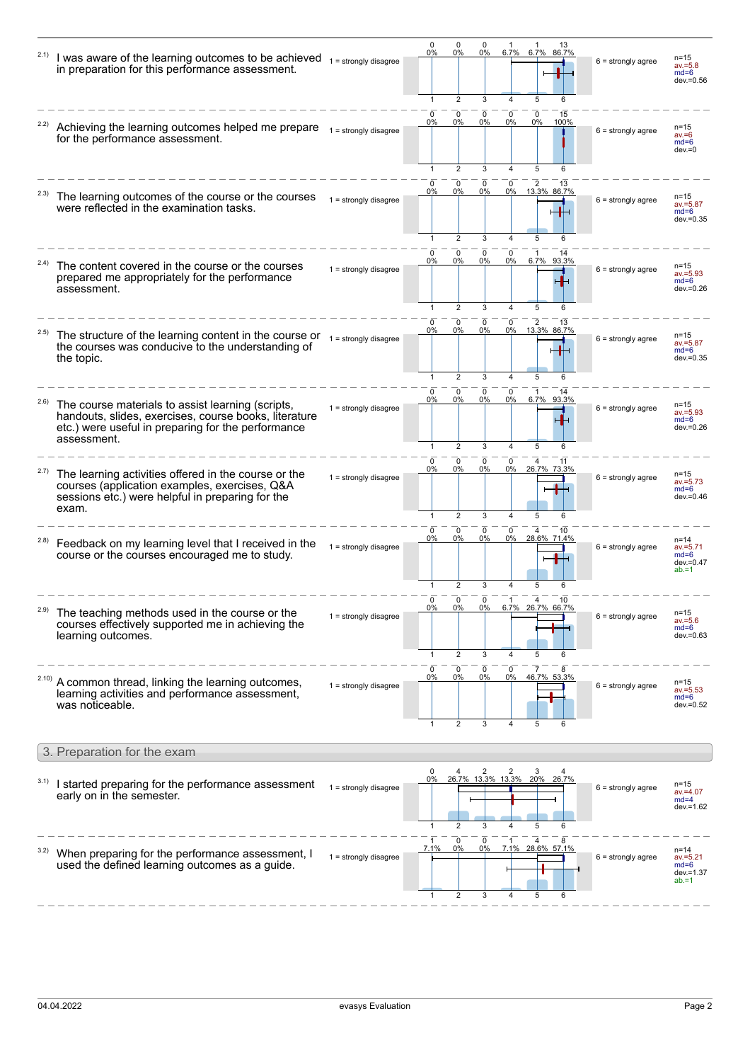| Item | Left pole | 1 | 2 | 3 | 4 | 5 | 6 | Right pole | Statistics |
|---|---|---|---|---|---|---|---|---|---|
| 2.1) I was aware of the learning outcomes to be achieved in preparation for this performance assessment. | 1 = strongly disagree | 0 (0%) | 0 (0%) | 0 (0%) | 1 (6.7%) | 1 (6.7%) | 13 (86.7%) | 6 = strongly agree | n=15, av.=5.8, md=6, dev.=0.56 |
| 2.2) Achieving the learning outcomes helped me prepare for the performance assessment. | 1 = strongly disagree | 0 (0%) | 0 (0%) | 0 (0%) | 0 (0%) | 0 (0%) | 15 (100%) | 6 = strongly agree | n=15, av.=6, md=6, dev.=0 |
| 2.3) The learning outcomes of the course or the courses were reflected in the examination tasks. | 1 = strongly disagree | 0 (0%) | 0 (0%) | 0 (0%) | 0 (0%) | 2 (13.3%) | 13 (86.7%) | 6 = strongly agree | n=15, av.=5.87, md=6, dev.=0.35 |
| 2.4) The content covered in the course or the courses prepared me appropriately for the performance assessment. | 1 = strongly disagree | 0 (0%) | 0 (0%) | 0 (0%) | 0 (0%) | 1 (6.7%) | 14 (93.3%) | 6 = strongly agree | n=15, av.=5.93, md=6, dev.=0.26 |
| 2.5) The structure of the learning content in the course or the courses was conducive to the understanding of the topic. | 1 = strongly disagree | 0 (0%) | 0 (0%) | 0 (0%) | 0 (0%) | 2 (13.3%) | 13 (86.7%) | 6 = strongly agree | n=15, av.=5.87, md=6, dev.=0.35 |
| 2.6) The course materials to assist learning (scripts, handouts, slides, exercises, course books, literature etc.) were useful in preparing for the performance assessment. | 1 = strongly disagree | 0 (0%) | 0 (0%) | 0 (0%) | 0 (0%) | 1 (6.7%) | 14 (93.3%) | 6 = strongly agree | n=15, av.=5.93, md=6, dev.=0.26 |
| 2.7) The learning activities offered in the course or the courses (application examples, exercises, Q&A sessions etc.) were helpful in preparing for the exam. | 1 = strongly disagree | 0 (0%) | 0 (0%) | 0 (0%) | 0 (0%) | 4 (26.7%) | 11 (73.3%) | 6 = strongly agree | n=15, av.=5.73, md=6, dev.=0.46 |
| 2.8) Feedback on my learning level that I received in the course or the courses encouraged me to study. | 1 = strongly disagree | 0 (0%) | 0 (0%) | 0 (0%) | 0 (0%) | 4 (28.6%) | 10 (71.4%) | 6 = strongly agree | n=14, av.=5.71, md=6, dev.=0.47, ab.=1 |
| 2.9) The teaching methods used in the course or the courses effectively supported me in achieving the learning outcomes. | 1 = strongly disagree | 0 (0%) | 0 (0%) | 0 (0%) | 1 (6.7%) | 4 (26.7%) | 10 (66.7%) | 6 = strongly agree | n=15, av.=5.6, md=6, dev.=0.63 |
| 2.10) A common thread, linking the learning outcomes, learning activities and performance assessment, was noticeable. | 1 = strongly disagree | 0 (0%) | 0 (0%) | 0 (0%) | 0 (0%) | 7 (46.7%) | 8 (53.3%) | 6 = strongly agree | n=15, av.=5.53, md=6, dev.=0.52 |

## 3. Preparation for the exam

| Item | Left pole | 1 | 2 | 3 | 4 | 5 | 6 | Right pole | Statistics |
|---|---|---|---|---|---|---|---|---|---|
| 3.1) I started preparing for the performance assessment early on in the semester. | 1 = strongly disagree | 0 (0%) | 4 (26.7%) | 2 (13.3%) | 2 (13.3%) | 3 (20%) | 4 (26.7%) | 6 = strongly agree | n=15, av.=4.07, md=4, dev.=1.62 |
| 3.2) When preparing for the performance assessment, I used the defined learning outcomes as a guide. | 1 = strongly disagree | 1 (7.1%) | 0 (0%) | 0 (0%) | 1 (7.1%) | 4 (28.6%) | 8 (57.1%) | 6 = strongly agree | n=14, av.=5.21, md=6, dev.=1.37, ab.=1 |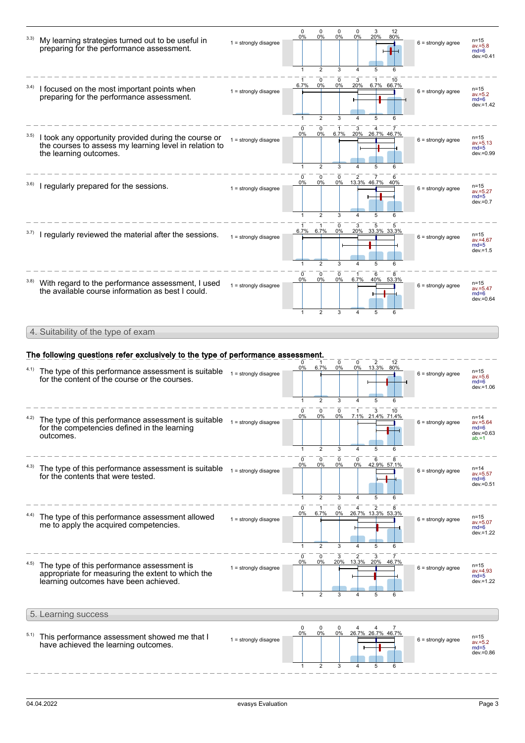**3.3)** My learning strategies turned out to be useful in preparing for the performance assessment.

1 = strongly disagree / 6 = strongly agree

| | 1 | 2 | 3 | 4 | 5 | 6 |
|---|---|---|---|---|---|---|
| n | 0 | 0 | 0 | 0 | 3 | 12 |
| % | 0% | 0% | 0% | 0% | 20% | 80% |

n=15, av.=5.8, md=6, dev.=0.41

**3.4)** I focused on the most important points when preparing for the performance assessment.

1 = strongly disagree / 6 = strongly agree

| | 1 | 2 | 3 | 4 | 5 | 6 |
|---|---|---|---|---|---|---|
| n | 1 | 0 | 0 | 3 | 1 | 10 |
| % | 6.7% | 0% | 0% | 20% | 6.7% | 66.7% |

n=15, av.=5.2, md=6, dev.=1.42

**3.5)** I took any opportunity provided during the course or the courses to assess my learning level in relation to the learning outcomes.

1 = strongly disagree / 6 = strongly agree

| | 1 | 2 | 3 | 4 | 5 | 6 |
|---|---|---|---|---|---|---|
| n | 0 | 0 | 1 | 3 | 4 | 7 |
| % | 0% | 0% | 6.7% | 20% | 26.7% | 46.7% |

n=15, av.=5.13, md=5, dev.=0.99

**3.6)** I regularly prepared for the sessions.

1 = strongly disagree / 6 = strongly agree

| | 1 | 2 | 3 | 4 | 5 | 6 |
|---|---|---|---|---|---|---|
| n | 0 | 0 | 0 | 2 | 7 | 6 |
| % | 0% | 0% | 0% | 13.3% | 46.7% | 40% |

n=15, av.=5.27, md=5, dev.=0.7

**3.7)** I regularly reviewed the material after the sessions.

1 = strongly disagree / 6 = strongly agree

| | 1 | 2 | 3 | 4 | 5 | 6 |
|---|---|---|---|---|---|---|
| n | 1 | 1 | 0 | 3 | 5 | 5 |
| % | 6.7% | 6.7% | 0% | 20% | 33.3% | 33.3% |

n=15, av.=4.67, md=5, dev.=1.5

**3.8)** With regard to the performance assessment, I used the available course information as best I could.

1 = strongly disagree / 6 = strongly agree

| | 1 | 2 | 3 | 4 | 5 | 6 |
|---|---|---|---|---|---|---|
| n | 0 | 0 | 0 | 1 | 6 | 8 |
| % | 0% | 0% | 0% | 6.7% | 40% | 53.3% |

n=15, av.=5.47, md=6, dev.=0.64

## 4. Suitability of the type of exam

**The following questions refer exclusively to the type of performance assessment.**

**4.1)** The type of this performance assessment is suitable for the content of the course or the courses.

1 = strongly disagree / 6 = strongly agree

| | 1 | 2 | 3 | 4 | 5 | 6 |
|---|---|---|---|---|---|---|
| n | 0 | 1 | 0 | 0 | 2 | 12 |
| % | 0% | 6.7% | 0% | 0% | 13.3% | 80% |

n=15, av.=5.6, md=6, dev.=1.06

**4.2)** The type of this performance assessment is suitable for the competencies defined in the learning outcomes.

1 = strongly disagree / 6 = strongly agree

| | 1 | 2 | 3 | 4 | 5 | 6 |
|---|---|---|---|---|---|---|
| n | 0 | 0 | 0 | 1 | 3 | 10 |
| % | 0% | 0% | 0% | 7.1% | 21.4% | 71.4% |

n=14, av.=5.64, md=6, dev.=0.63, ab.=1

**4.3)** The type of this performance assessment is suitable for the contents that were tested.

1 = strongly disagree / 6 = strongly agree

| | 1 | 2 | 3 | 4 | 5 | 6 |
|---|---|---|---|---|---|---|
| n | 0 | 0 | 0 | 0 | 6 | 8 |
| % | 0% | 0% | 0% | 0% | 42.9% | 57.1% |

n=14, av.=5.57, md=6, dev.=0.51

**4.4)** The type of this performance assessment allowed me to apply the acquired competencies.

1 = strongly disagree / 6 = strongly agree

| | 1 | 2 | 3 | 4 | 5 | 6 |
|---|---|---|---|---|---|---|
| n | 0 | 1 | 0 | 4 | 2 | 8 |
| % | 0% | 6.7% | 0% | 26.7% | 13.3% | 53.3% |

n=15, av.=5.07, md=6, dev.=1.22

**4.5)** The type of this performance assessment is appropriate for measuring the extent to which the learning outcomes have been achieved.

1 = strongly disagree / 6 = strongly agree

| | 1 | 2 | 3 | 4 | 5 | 6 |
|---|---|---|---|---|---|---|
| n | 0 | 0 | 3 | 2 | 3 | 7 |
| % | 0% | 0% | 20% | 13.3% | 20% | 46.7% |

n=15, av.=4.93, md=5, dev.=1.22

## 5. Learning success

**5.1)** This performance assessment showed me that I have achieved the learning outcomes.

1 = strongly disagree / 6 = strongly agree

| | 1 | 2 | 3 | 4 | 5 | 6 |
|---|---|---|---|---|---|---|
| n | 0 | 0 | 0 | 4 | 4 | 7 |
| % | 0% | 0% | 0% | 26.7% | 26.7% | 46.7% |

n=15, av.=5.2, md=5, dev.=0.86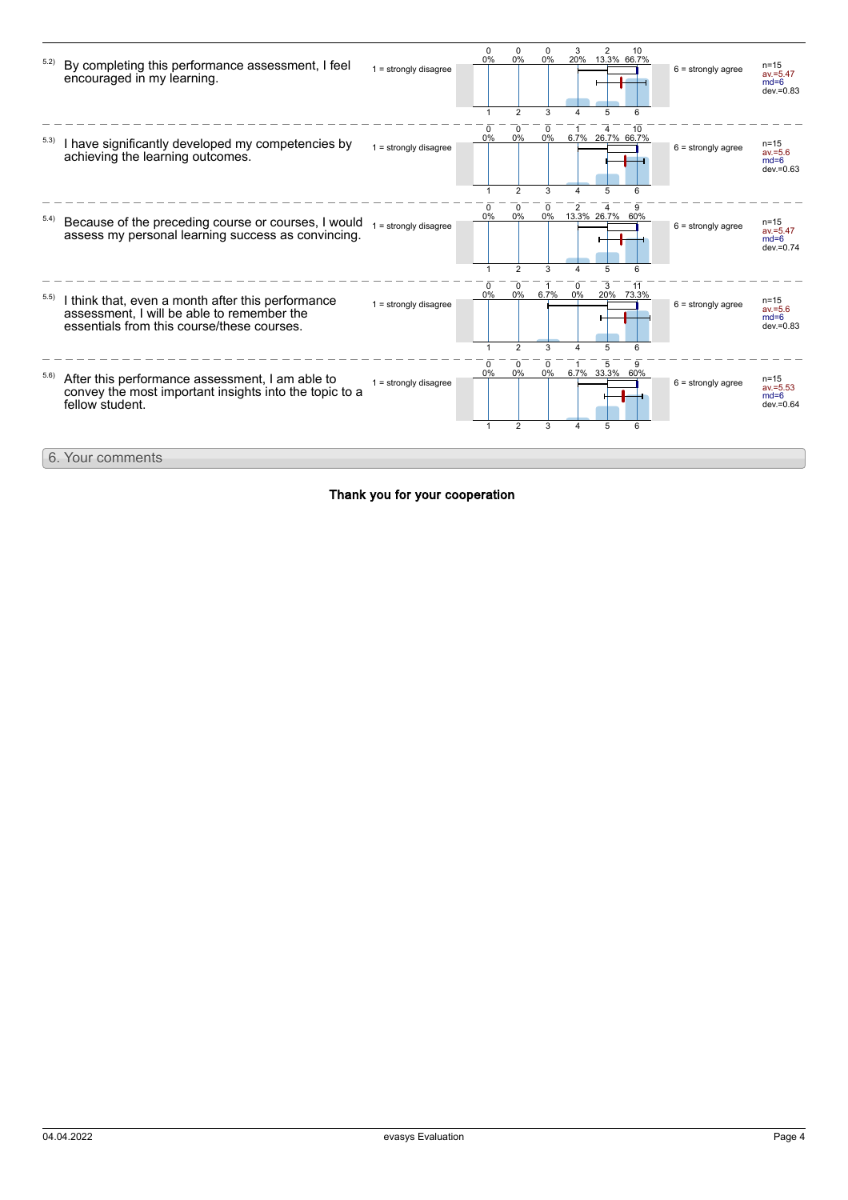**5.2)** By completing this performance assessment, I feel encouraged in my learning.

| 1 = strongly disagree | 1 | 2 | 3 | 4 | 5 | 6 | 6 = strongly agree | |
|---|---|---|---|---|---|---|---|---|
| | 0 (0%) | 0 (0%) | 0 (0%) | 3 (20%) | 2 (13.3%) | 10 (66.7%) | | n=15, av.=5.47, md=6, dev.=0.83 |

**5.3)** I have significantly developed my competencies by achieving the learning outcomes.

| 1 = strongly disagree | 1 | 2 | 3 | 4 | 5 | 6 | 6 = strongly agree | |
|---|---|---|---|---|---|---|---|---|
| | 0 (0%) | 0 (0%) | 0 (0%) | 1 (6.7%) | 4 (26.7%) | 10 (66.7%) | | n=15, av.=5.6, md=6, dev.=0.63 |

**5.4)** Because of the preceding course or courses, I would assess my personal learning success as convincing.

| 1 = strongly disagree | 1 | 2 | 3 | 4 | 5 | 6 | 6 = strongly agree | |
|---|---|---|---|---|---|---|---|---|
| | 0 (0%) | 0 (0%) | 0 (0%) | 2 (13.3%) | 4 (26.7%) | 9 (60%) | | n=15, av.=5.47, md=6, dev.=0.74 |

**5.5)** I think that, even a month after this performance assessment, I will be able to remember the essentials from this course/these courses.

| 1 = strongly disagree | 1 | 2 | 3 | 4 | 5 | 6 | 6 = strongly agree | |
|---|---|---|---|---|---|---|---|---|
| | 0 (0%) | 0 (0%) | 1 (6.7%) | 0 (0%) | 3 (20%) | 11 (73.3%) | | n=15, av.=5.6, md=6, dev.=0.83 |

**5.6)** After this performance assessment, I am able to convey the most important insights into the topic to a fellow student.

| 1 = strongly disagree | 1 | 2 | 3 | 4 | 5 | 6 | 6 = strongly agree | |
|---|---|---|---|---|---|---|---|---|
| | 0 (0%) | 0 (0%) | 0 (0%) | 1 (6.7%) | 5 (33.3%) | 9 (60%) | | n=15, av.=5.53, md=6, dev.=0.64 |

## 6. Your comments

**Thank you for your cooperation**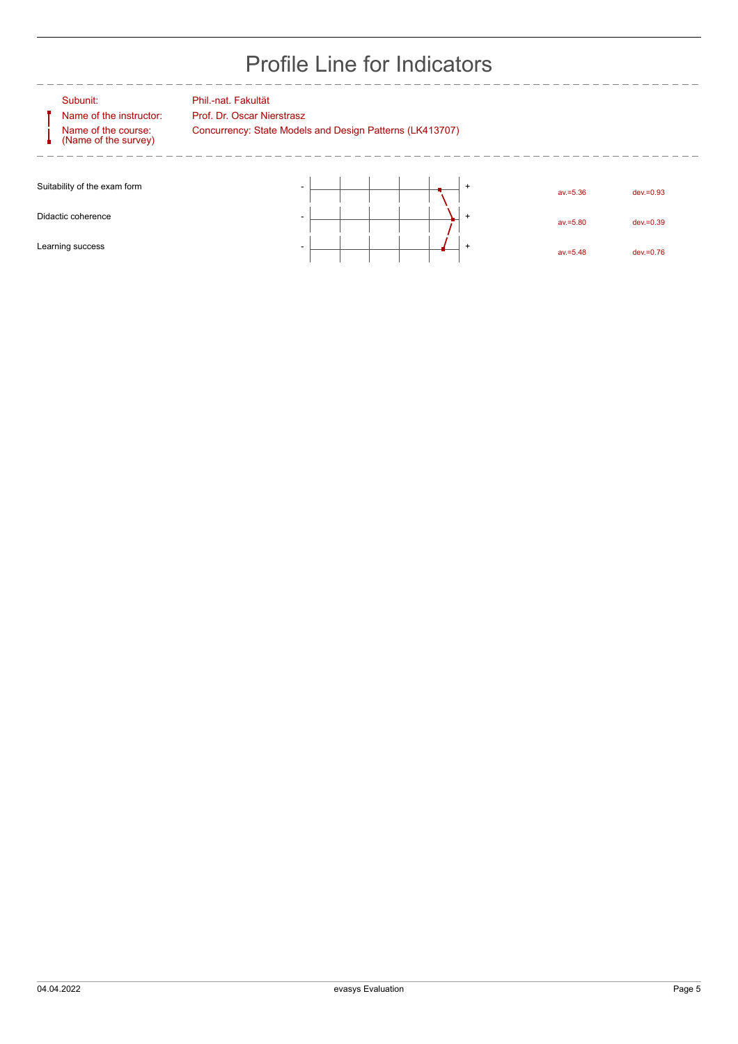# Profile Line for Indicators

Subunit: Phil.-nat. Fakultät

Name of the instructor: Prof. Dr. Oscar Nierstrasz

Name of the course: (Name of the survey) Concurrency: State Models and Design Patterns (LK413707)

| Indicator | | | |
|---|---|---|---|
| Suitability of the exam form | - + | av.=5.36 | dev.=0.93 |
| Didactic coherence | - + | av.=5.80 | dev.=0.39 |
| Learning success | - + | av.=5.48 | dev.=0.76 |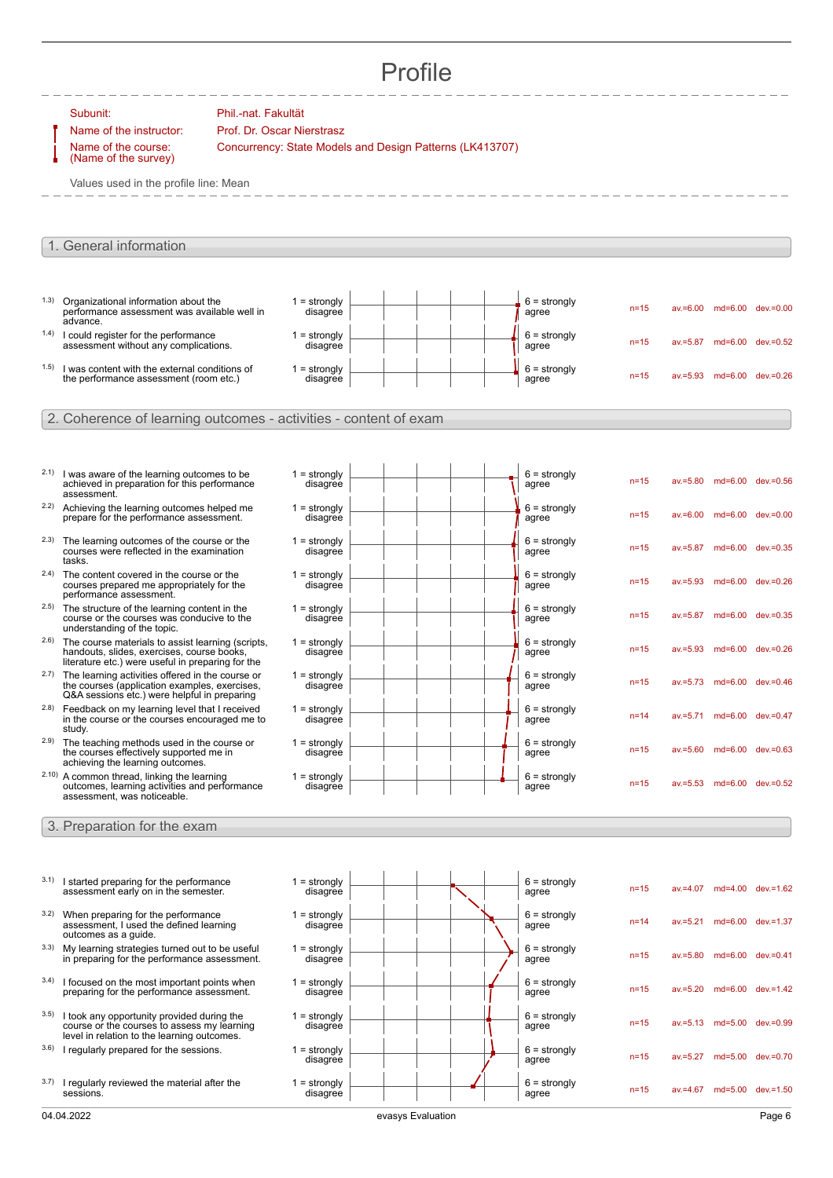# Profile

Subunit: Phil.-nat. Fakultät
Name of the instructor: Prof. Dr. Oscar Nierstrasz
Name of the course: (Name of the survey) Concurrency: State Models and Design Patterns (LK413707)

Values used in the profile line: Mean

## 1. General information

| No. | Question | Left pole | Right pole | n | av. | md | dev. |
|---|---|---|---|---|---|---|---|
| 1.3) | Organizational information about the performance assessment was available well in advance. | 1 = strongly disagree | 6 = strongly agree | n=15 | av.=6.00 | md=6.00 | dev.=0.00 |
| 1.4) | I could register for the performance assessment without any complications. | 1 = strongly disagree | 6 = strongly agree | n=15 | av.=5.87 | md=6.00 | dev.=0.52 |
| 1.5) | I was content with the external conditions of the performance assessment (room etc.) | 1 = strongly disagree | 6 = strongly agree | n=15 | av.=5.93 | md=6.00 | dev.=0.26 |

## 2. Coherence of learning outcomes - activities - content of exam

| No. | Question | Left pole | Right pole | n | av. | md | dev. |
|---|---|---|---|---|---|---|---|
| 2.1) | I was aware of the learning outcomes to be achieved in preparation for this performance assessment. | 1 = strongly disagree | 6 = strongly agree | n=15 | av.=5.80 | md=6.00 | dev.=0.56 |
| 2.2) | Achieving the learning outcomes helped me prepare for the performance assessment. | 1 = strongly disagree | 6 = strongly agree | n=15 | av.=6.00 | md=6.00 | dev.=0.00 |
| 2.3) | The learning outcomes of the course or the courses were reflected in the examination tasks. | 1 = strongly disagree | 6 = strongly agree | n=15 | av.=5.87 | md=6.00 | dev.=0.35 |
| 2.4) | The content covered in the course or the courses prepared me appropriately for the performance assessment. | 1 = strongly disagree | 6 = strongly agree | n=15 | av.=5.93 | md=6.00 | dev.=0.26 |
| 2.5) | The structure of the learning content in the course or the courses was conducive to the understanding of the topic. | 1 = strongly disagree | 6 = strongly agree | n=15 | av.=5.87 | md=6.00 | dev.=0.35 |
| 2.6) | The course materials to assist learning (scripts, handouts, slides, exercises, course books, literature etc.) were useful in preparing for the | 1 = strongly disagree | 6 = strongly agree | n=15 | av.=5.93 | md=6.00 | dev.=0.26 |
| 2.7) | The learning activities offered in the course or the courses (application examples, exercises, Q&A sessions etc.) were helpful in preparing | 1 = strongly disagree | 6 = strongly agree | n=15 | av.=5.73 | md=6.00 | dev.=0.46 |
| 2.8) | Feedback on my learning level that I received in the course or the courses encouraged me to study. | 1 = strongly disagree | 6 = strongly agree | n=14 | av.=5.71 | md=6.00 | dev.=0.47 |
| 2.9) | The teaching methods used in the course or the courses effectively supported me in achieving the learning outcomes. | 1 = strongly disagree | 6 = strongly agree | n=15 | av.=5.60 | md=6.00 | dev.=0.63 |
| 2.10) | A common thread, linking the learning outcomes, learning activities and performance assessment, was noticeable. | 1 = strongly disagree | 6 = strongly agree | n=15 | av.=5.53 | md=6.00 | dev.=0.52 |

## 3. Preparation for the exam

| No. | Question | Left pole | Right pole | n | av. | md | dev. |
|---|---|---|---|---|---|---|---|
| 3.1) | I started preparing for the performance assessment early on in the semester. | 1 = strongly disagree | 6 = strongly agree | n=15 | av.=4.07 | md=4.00 | dev.=1.62 |
| 3.2) | When preparing for the performance assessment, I used the defined learning outcomes as a guide. | 1 = strongly disagree | 6 = strongly agree | n=14 | av.=5.21 | md=6.00 | dev.=1.37 |
| 3.3) | My learning strategies turned out to be useful in preparing for the performance assessment. | 1 = strongly disagree | 6 = strongly agree | n=15 | av.=5.80 | md=6.00 | dev.=0.41 |
| 3.4) | I focused on the most important points when preparing for the performance assessment. | 1 = strongly disagree | 6 = strongly agree | n=15 | av.=5.20 | md=6.00 | dev.=1.42 |
| 3.5) | I took any opportunity provided during the course or the courses to assess my learning level in relation to the learning outcomes. | 1 = strongly disagree | 6 = strongly agree | n=15 | av.=5.13 | md=5.00 | dev.=0.99 |
| 3.6) | I regularly prepared for the sessions. | 1 = strongly disagree | 6 = strongly agree | n=15 | av.=5.27 | md=5.00 | dev.=0.70 |
| 3.7) | I regularly reviewed the material after the sessions. | 1 = strongly disagree | 6 = strongly agree | n=15 | av.=4.67 | md=5.00 | dev.=1.50 |

04.04.2022 evasys Evaluation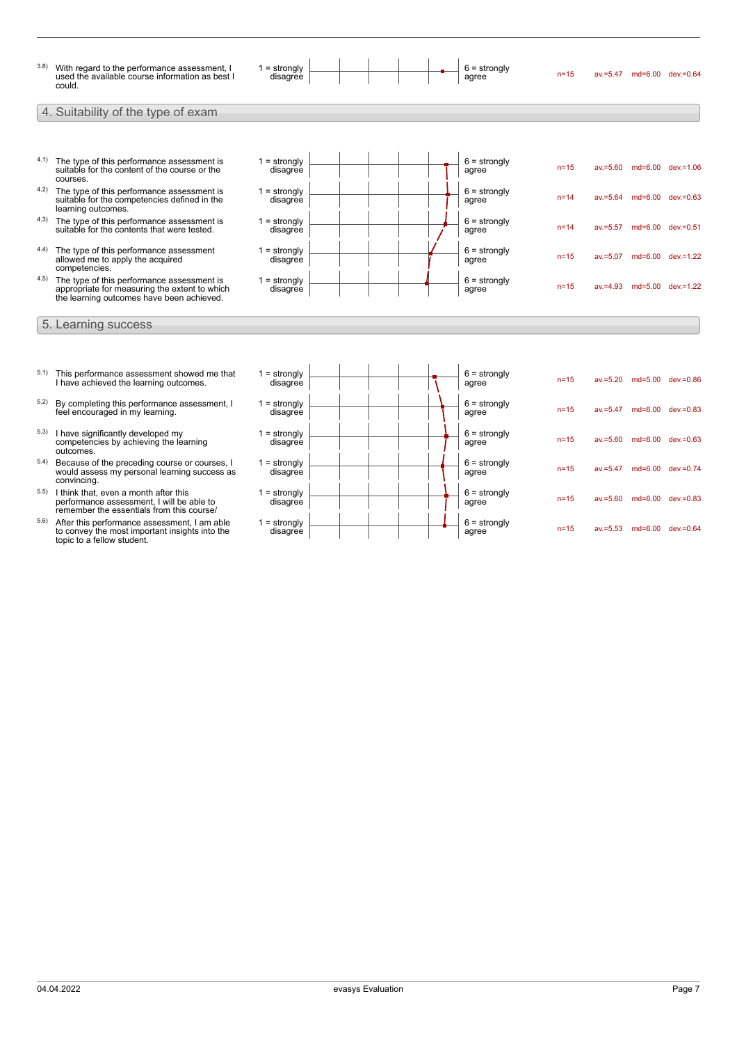| | Question | Scale left | Scale right | n | av. | md | dev. |
|---|---|---|---|---|---|---|---|
| 3.8) | With regard to the performance assessment, I used the available course information as best I could. | 1 = strongly disagree | 6 = strongly agree | n=15 | av.=5.47 | md=6.00 | dev.=0.64 |

## 4. Suitability of the type of exam

| | Question | Scale left | Scale right | n | av. | md | dev. |
|---|---|---|---|---|---|---|---|
| 4.1) | The type of this performance assessment is suitable for the content of the course or the courses. | 1 = strongly disagree | 6 = strongly agree | n=15 | av.=5.60 | md=6.00 | dev.=1.06 |
| 4.2) | The type of this performance assessment is suitable for the competencies defined in the learning outcomes. | 1 = strongly disagree | 6 = strongly agree | n=14 | av.=5.64 | md=6.00 | dev.=0.63 |
| 4.3) | The type of this performance assessment is suitable for the contents that were tested. | 1 = strongly disagree | 6 = strongly agree | n=14 | av.=5.57 | md=6.00 | dev.=0.51 |
| 4.4) | The type of this performance assessment allowed me to apply the acquired competencies. | 1 = strongly disagree | 6 = strongly agree | n=15 | av.=5.07 | md=6.00 | dev.=1.22 |
| 4.5) | The type of this performance assessment is appropriate for measuring the extent to which the learning outcomes have been achieved. | 1 = strongly disagree | 6 = strongly agree | n=15 | av.=4.93 | md=5.00 | dev.=1.22 |

## 5. Learning success

| | Question | Scale left | Scale right | n | av. | md | dev. |
|---|---|---|---|---|---|---|---|
| 5.1) | This performance assessment showed me that I have achieved the learning outcomes. | 1 = strongly disagree | 6 = strongly agree | n=15 | av.=5.20 | md=5.00 | dev.=0.86 |
| 5.2) | By completing this performance assessment, I feel encouraged in my learning. | 1 = strongly disagree | 6 = strongly agree | n=15 | av.=5.47 | md=6.00 | dev.=0.83 |
| 5.3) | I have significantly developed my competencies by achieving the learning outcomes. | 1 = strongly disagree | 6 = strongly agree | n=15 | av.=5.60 | md=6.00 | dev.=0.63 |
| 5.4) | Because of the preceding course or courses, I would assess my personal learning success as convincing. | 1 = strongly disagree | 6 = strongly agree | n=15 | av.=5.47 | md=6.00 | dev.=0.74 |
| 5.5) | I think that, even a month after this performance assessment, I will be able to remember the essentials from this course/ | 1 = strongly disagree | 6 = strongly agree | n=15 | av.=5.60 | md=6.00 | dev.=0.83 |
| 5.6) | After this performance assessment, I am able to convey the most important insights into the topic to a fellow student. | 1 = strongly disagree | 6 = strongly agree | n=15 | av.=5.53 | md=6.00 | dev.=0.64 |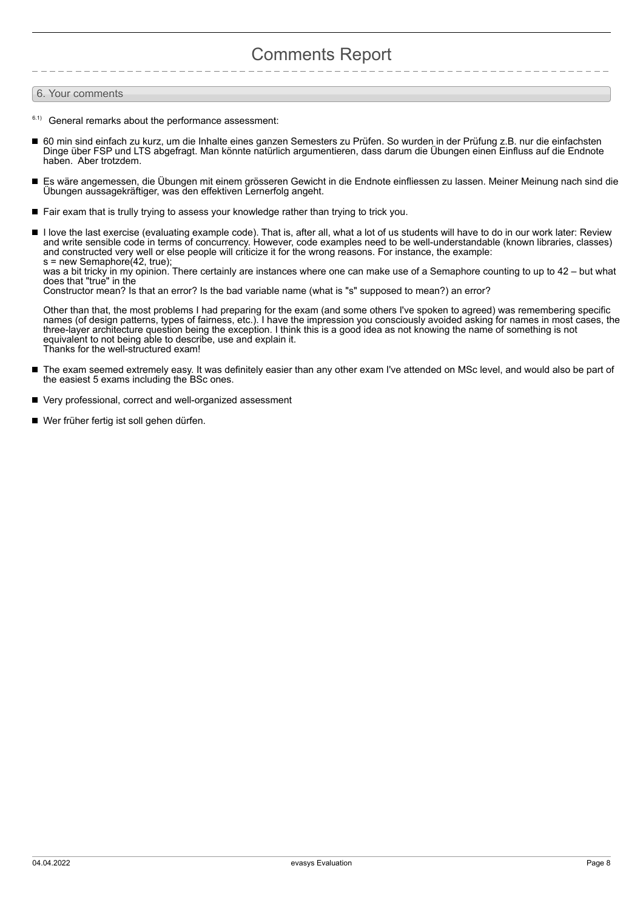# Comments Report

## 6. Your comments

6.1) General remarks about the performance assessment:

- 60 min sind einfach zu kurz, um die Inhalte eines ganzen Semesters zu Prüfen. So wurden in der Prüfung z.B. nur die einfachsten Dinge über FSP und LTS abgefragt. Man könnte natürlich argumentieren, dass darum die Übungen einen Einfluss auf die Endnote haben. Aber trotzdem.

- Es wäre angemessen, die Übungen mit einem grösseren Gewicht in die Endnote einfliessen zu lassen. Meiner Meinung nach sind die Übungen aussagekräftiger, was den effektiven Lernerfolg angeht.

- Fair exam that is trully trying to assess your knowledge rather than trying to trick you.

- I love the last exercise (evaluating example code). That is, after all, what a lot of us students will have to do in our work later: Review and write sensible code in terms of concurrency. However, code examples need to be well-understandable (known libraries, classes) and constructed very well or else people will criticize it for the wrong reasons. For instance, the example:
  s = new Semaphore(42, true);
  was a bit tricky in my opinion. There certainly are instances where one can make use of a Semaphore counting to up to 42 – but what does that "true" in the
  Constructor mean? Is that an error? Is the bad variable name (what is "s" supposed to mean?) an error?

  Other than that, the most problems I had preparing for the exam (and some others I've spoken to agreed) was remembering specific names (of design patterns, types of fairness, etc.). I have the impression you consciously avoided asking for names in most cases, the three-layer architecture question being the exception. I think this is a good idea as not knowing the name of something is not equivalent to not being able to describe, use and explain it.
  Thanks for the well-structured exam!

- The exam seemed extremely easy. It was definitely easier than any other exam I've attended on MSc level, and would also be part of the easiest 5 exams including the BSc ones.

- Very professional, correct and well-organized assessment

- Wer früher fertig ist soll gehen dürfen.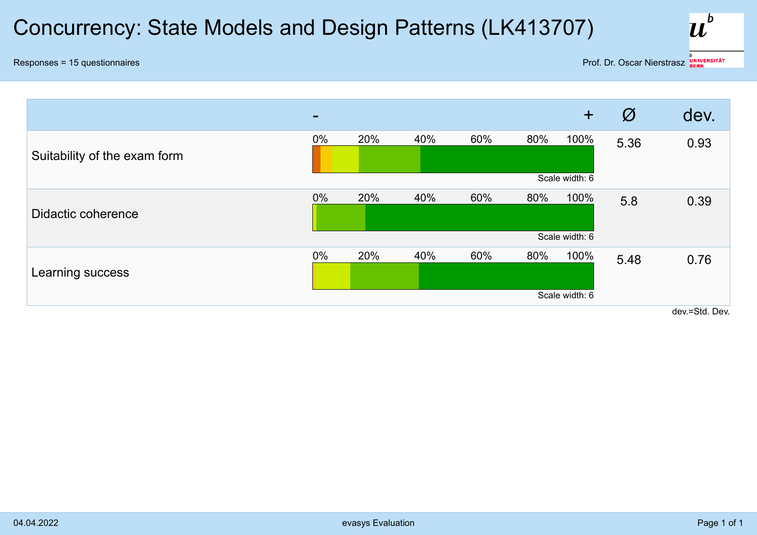# Concurrency: State Models and Design Patterns (LK413707)

Responses = 15 questionnaires

Prof. Dr. Oscar Nierstrasz

| | - + | Ø | dev. |
|---|---|---|---|
| Suitability of the exam form | 0% 20% 40% 60% 80% 100% Scale width: 6 | 5.36 | 0.93 |
| Didactic coherence | 0% 20% 40% 60% 80% 100% Scale width: 6 | 5.8 | 0.39 |
| Learning success | 0% 20% 40% 60% 80% 100% Scale width: 6 | 5.48 | 0.76 |

dev.=Std. Dev.

04.04.2022

evasys Evaluation